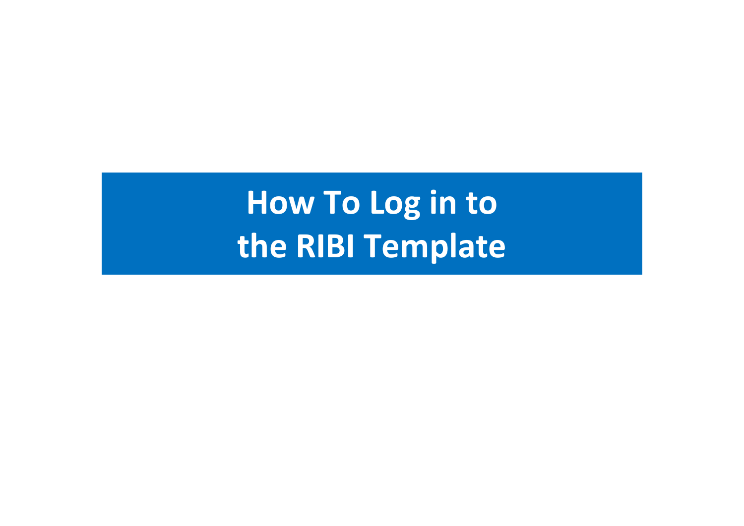# How To Log in to the RIBI Template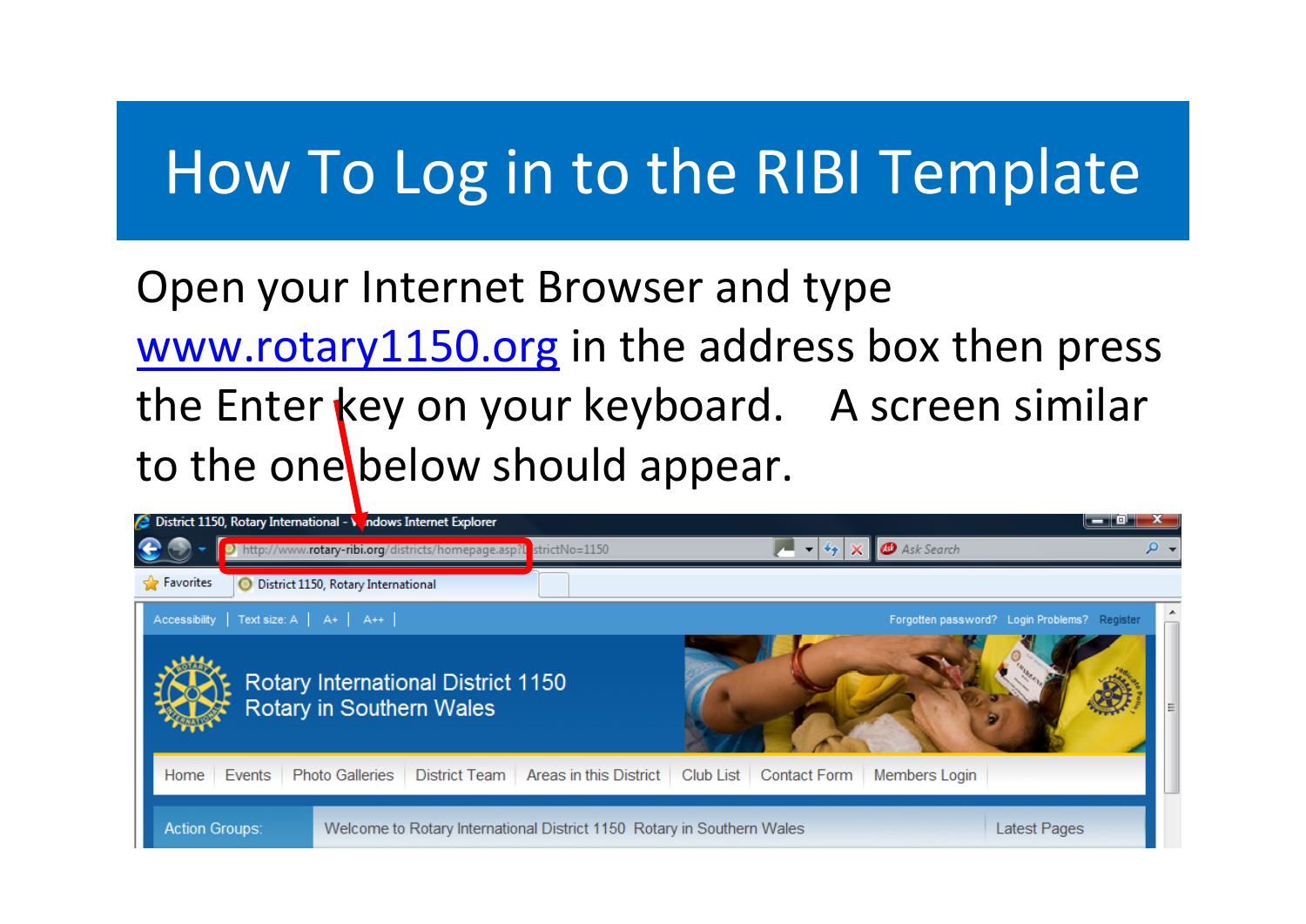# How To Log in to the RIBI Template

Open your Internet Browser and type [www.rotary1150.org](http://www.rotary1150.org) in the address box then press the Enter key on your keyboard. A screen similar to the one below should appear.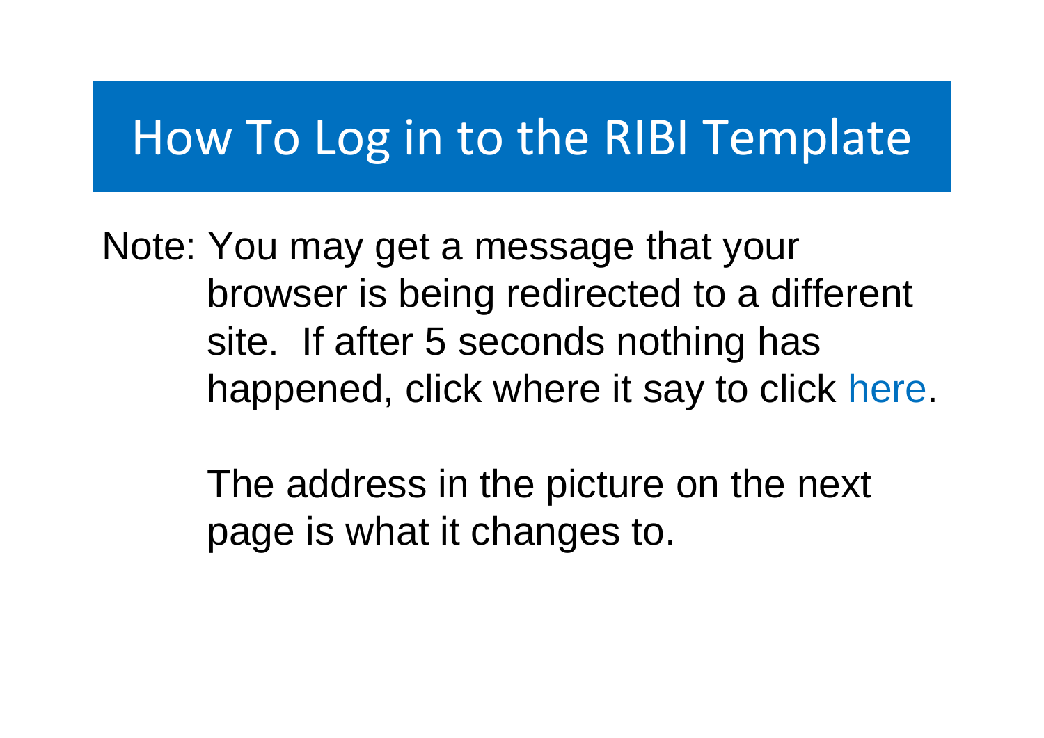# How To Log in to the RIBI Template

Note: You may get a message that your browser is being redirected to a different site. If after 5 seconds nothing has happened, click where it say to click here.

The address in the picture on the next page is what it changes to.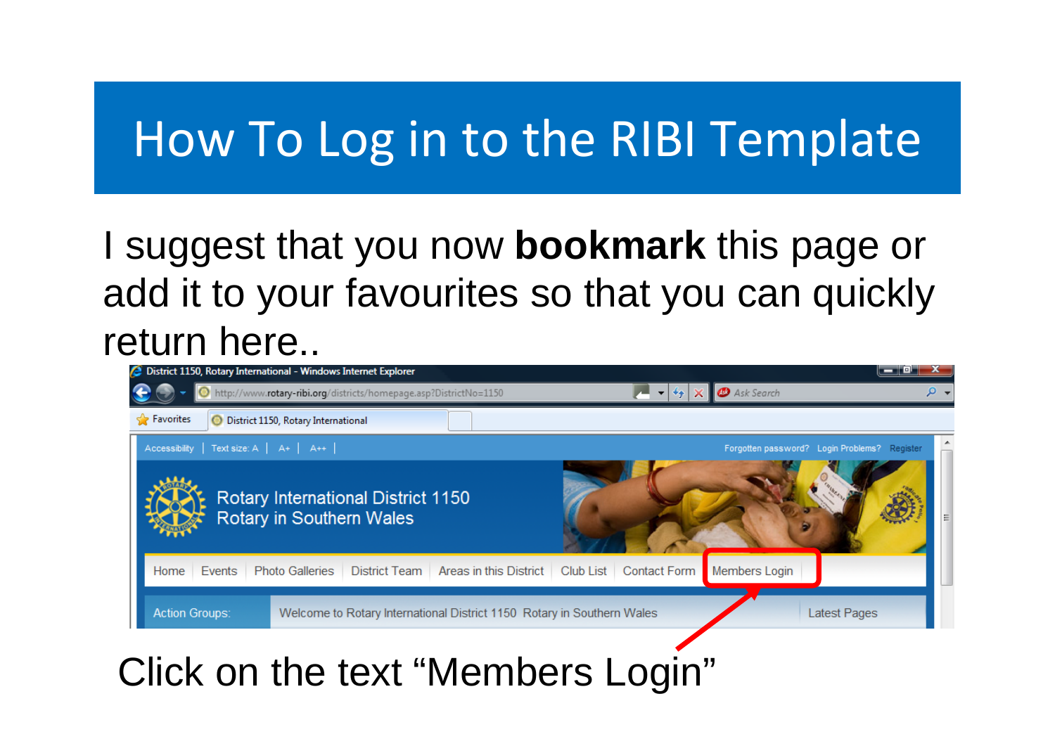# How To Log in to the RIBI Template

I suggest that you now **bookmark** this page or add it to your favourites so that you can quickly return here..

Click on the text “Members Login”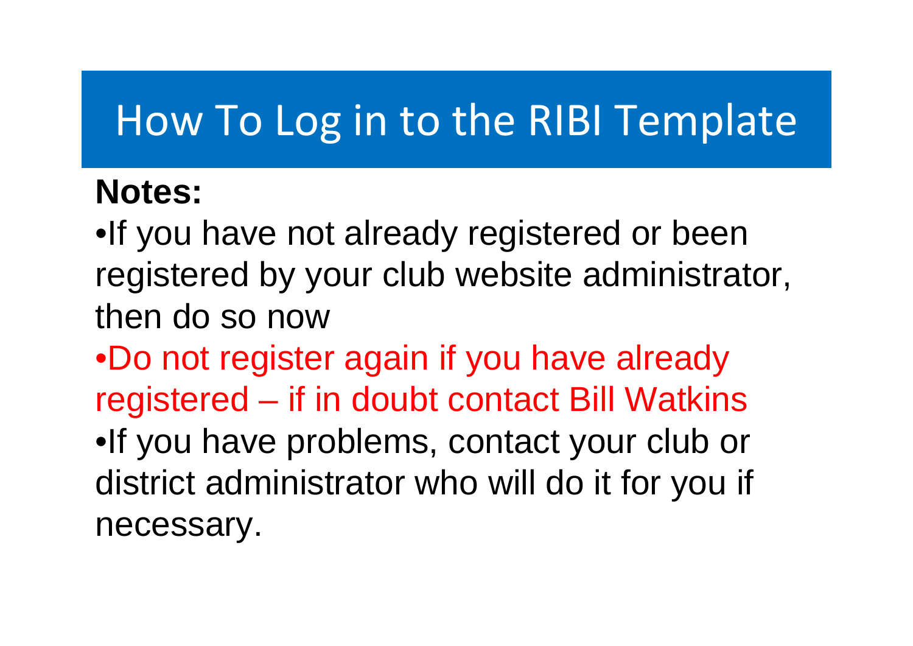# How To Log in to the RIBI Template

**Notes:**

- If you have not already registered or been registered by your club website administrator, then do so now
- Do not register again if you have already registered – if in doubt contact Bill Watkins
- If you have problems, contact your club or district administrator who will do it for you if necessary.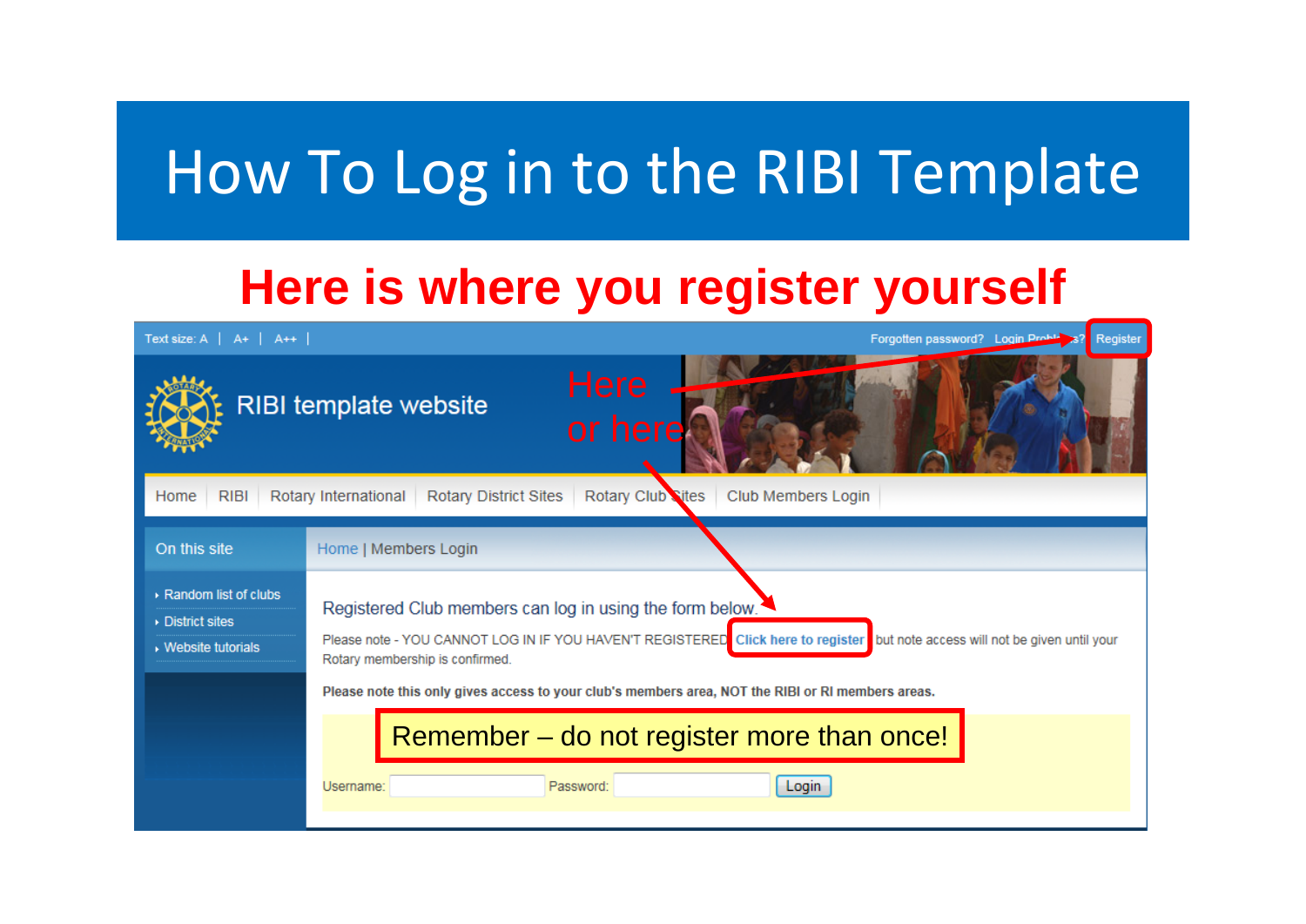# How To Log in to the RIBI Template

## Here is where you register yourself

Text size: A | A+ | A++ |

Forgotten password? Login Problems? Register

RIBI template website

Here

or here

Home | RIBI | Rotary International | Rotary District Sites | Rotary Club Sites | Club Members Login

On this site

- Random list of clubs
- District sites
- Website tutorials

Home | Members Login

Registered Club members can log in using the form below.

Please note - YOU CANNOT LOG IN IF YOU HAVEN'T REGISTERED Click here to register but note access will not be given until your Rotary membership is confirmed.

**Please note this only gives access to your club's members area, NOT the RIBI or RI members areas.**

Remember – do not register more than once!

Username: Password: Login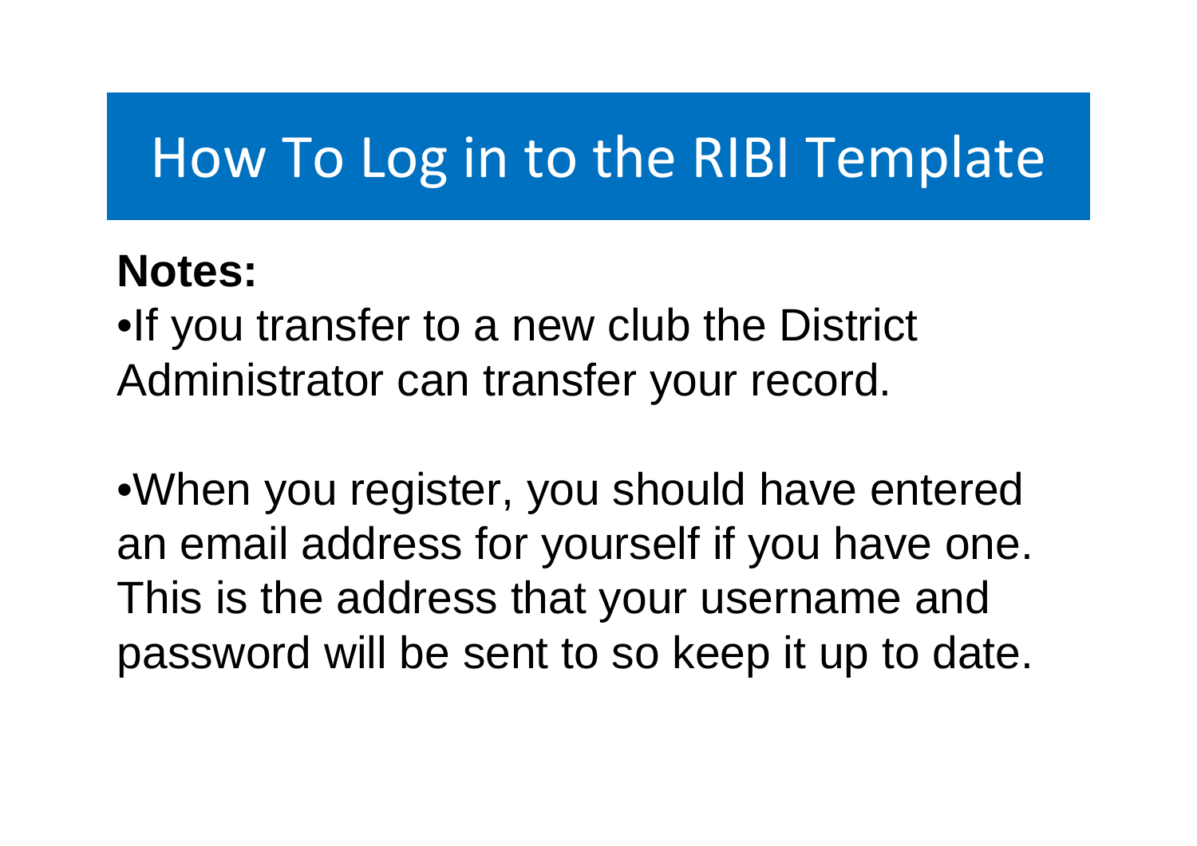# How To Log in to the RIBI Template

**Notes:**

- If you transfer to a new club the District Administrator can transfer your record.

- When you register, you should have entered an email address for yourself if you have one. This is the address that your username and password will be sent to so keep it up to date.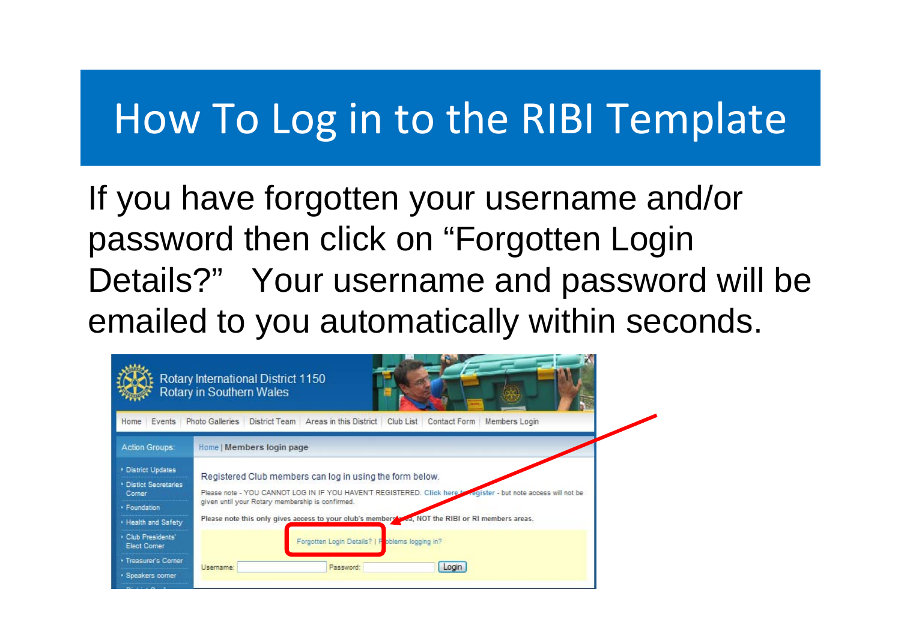# How To Log in to the RIBI Template

If you have forgotten your username and/or password then click on "Forgotten Login Details?" Your username and password will be emailed to you automatically within seconds.

Rotary International District 1150
Rotary in Southern Wales

Home | Events | Photo Galleries | District Team | Areas in this District | Club List | Contact Form | Members Login

Action Groups:

- District Updates
- Distict Secretaries Corner
- Foundation
- Health and Safety
- Club Presidents' Elect Corner
- Treasurer's Corner
- Speakers corner

Home | **Members login page**

Registered Club members can log in using the form below.

Please note - YOU CANNOT LOG IN IF YOU HAVEN'T REGISTERED. Click here to register - but note access will not be given until your Rotary membership is confirmed.

Please note this only gives access to your club's members area, NOT the RIBI or RI members areas.

Forgotten Login Details? | Problems logging in?

Username: Password: Login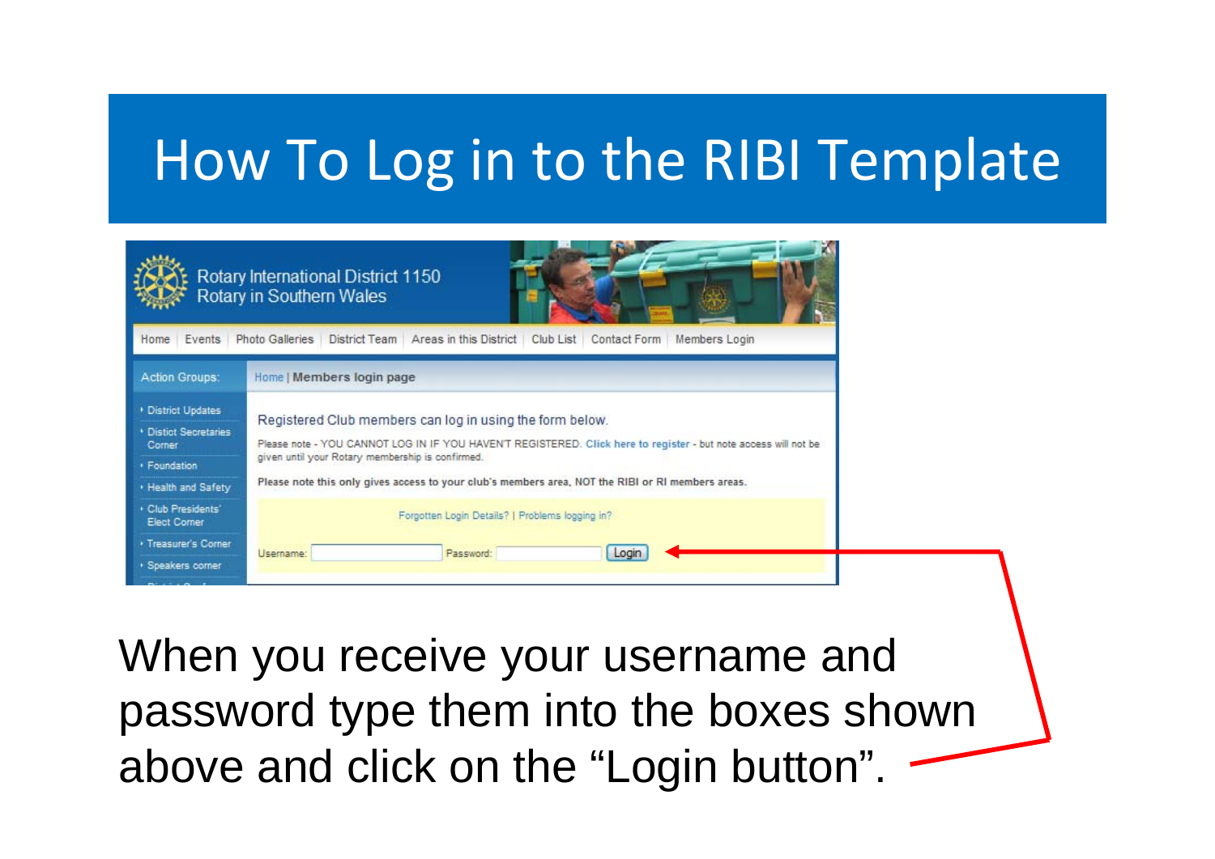# How To Log in to the RIBI Template

Rotary International District 1150
Rotary in Southern Wales

Home | Events | Photo Galleries | District Team | Areas in this District | Club List | Contact Form | Members Login

Action Groups:

- District Updates
- Distict Secretaries Corner
- Foundation
- Health and Safety
- Club Presidents' Elect Corner
- Treasurer's Corner
- Speakers corner

Home | **Members login page**

Registered Club members can log in using the form below.

Please note - YOU CANNOT LOG IN IF YOU HAVEN'T REGISTERED. Click here to register - but note access will not be given until your Rotary membership is confirmed.

**Please note this only gives access to your club's members area, NOT the RIBI or RI members areas.**

Forgotten Login Details? | Problems logging in?

Username: Password: Login

When you receive your username and password type them into the boxes shown above and click on the "Login button".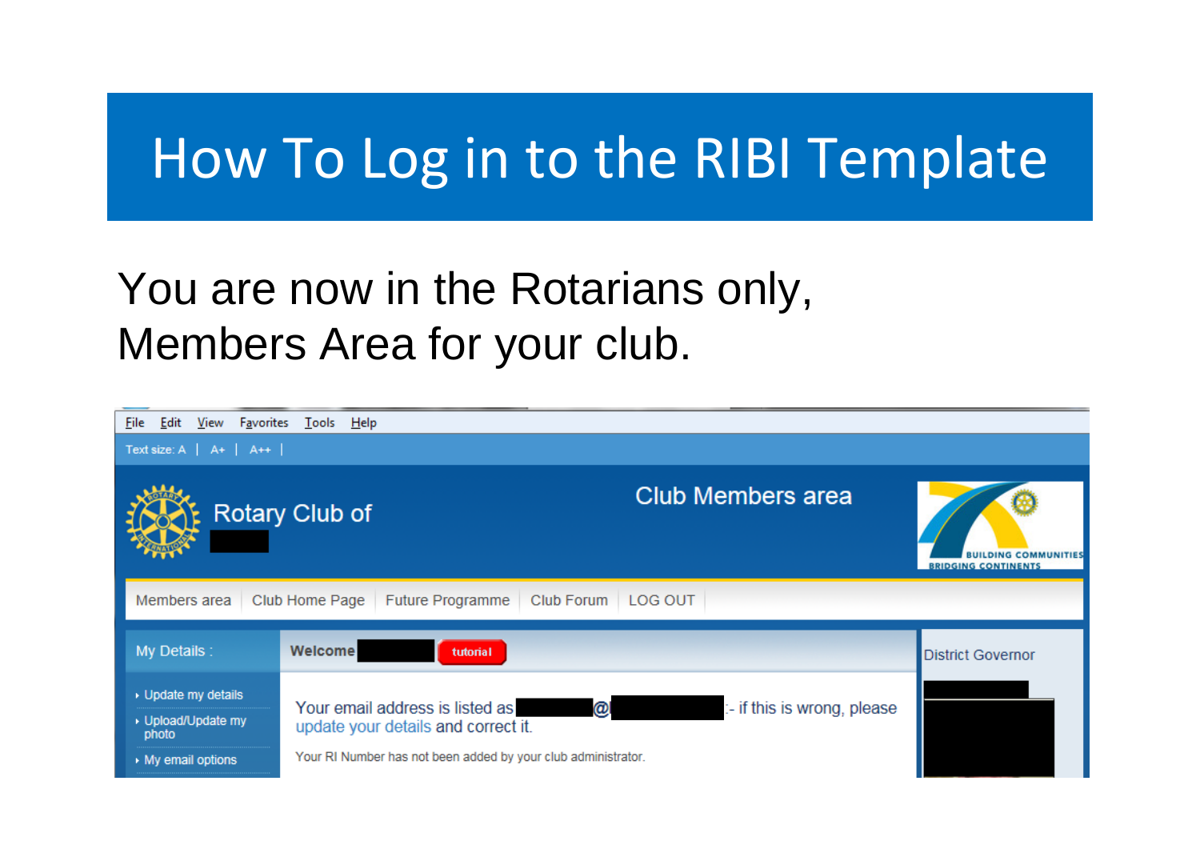# How To Log in to the RIBI Template

You are now in the Rotarians only, Members Area for your club.